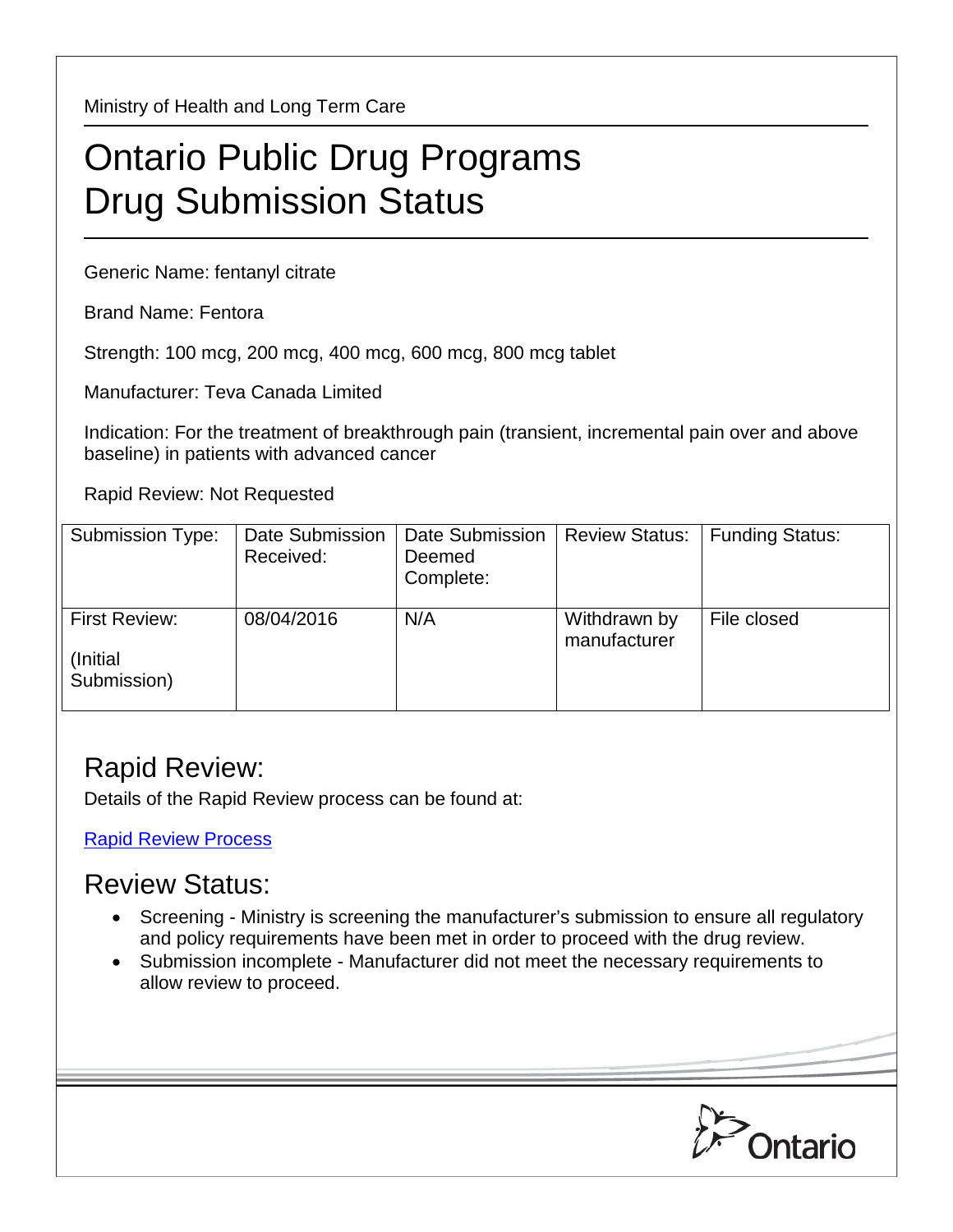Ministry of Health and Long Term Care

# Ontario Public Drug Programs
# Drug Submission Status

Generic Name: fentanyl citrate

Brand Name: Fentora

Strength: 100 mcg, 200 mcg, 400 mcg, 600 mcg, 800 mcg tablet

Manufacturer: Teva Canada Limited

Indication: For the treatment of breakthrough pain (transient, incremental pain over and above baseline) in patients with advanced cancer

Rapid Review: Not Requested

| Submission Type: | Date Submission Received: | Date Submission Deemed Complete: | Review Status: | Funding Status: |
|---|---|---|---|---|
| First Review: (Initial Submission) | 08/04/2016 | N/A | Withdrawn by manufacturer | File closed |

## Rapid Review:

Details of the Rapid Review process can be found at:

Rapid Review Process

## Review Status:

- Screening - Ministry is screening the manufacturer's submission to ensure all regulatory and policy requirements have been met in order to proceed with the drug review.
- Submission incomplete - Manufacturer did not meet the necessary requirements to allow review to proceed.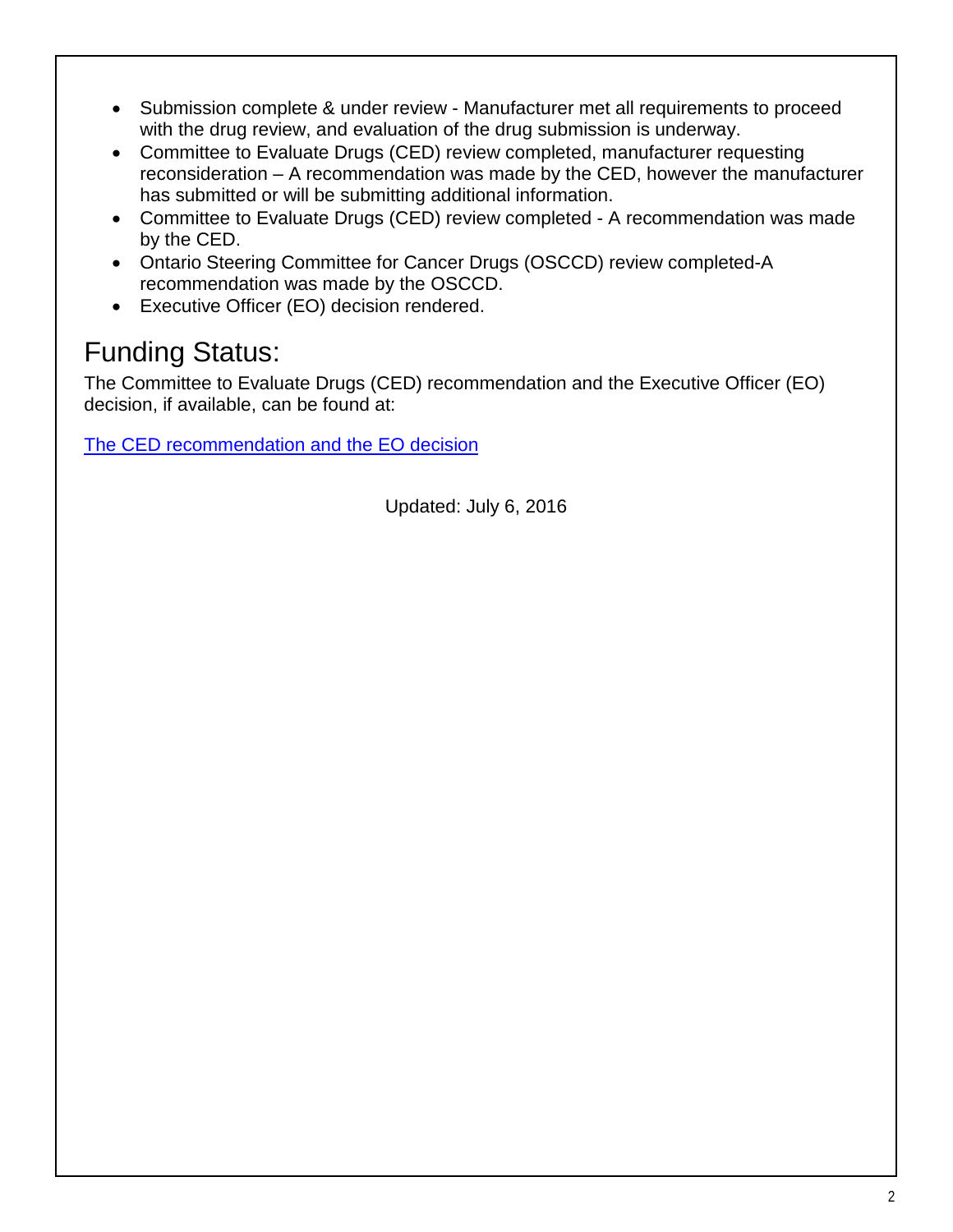- Submission complete & under review - Manufacturer met all requirements to proceed with the drug review, and evaluation of the drug submission is underway.
- Committee to Evaluate Drugs (CED) review completed, manufacturer requesting reconsideration – A recommendation was made by the CED, however the manufacturer has submitted or will be submitting additional information.
- Committee to Evaluate Drugs (CED) review completed - A recommendation was made by the CED.
- Ontario Steering Committee for Cancer Drugs (OSCCD) review completed-A recommendation was made by the OSCCD.
- Executive Officer (EO) decision rendered.

## Funding Status:

The Committee to Evaluate Drugs (CED) recommendation and the Executive Officer (EO) decision, if available, can be found at:

The CED recommendation and the EO decision

Updated: July 6, 2016